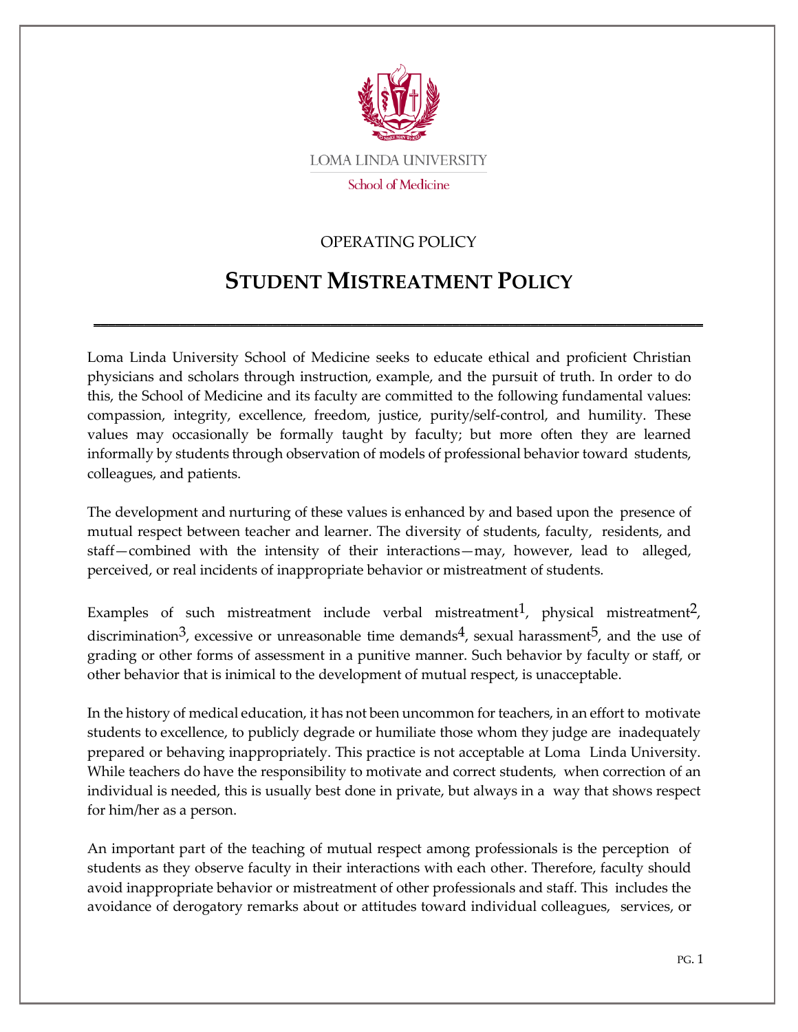LOMA LINDA UNIVERSITY

School of Medicine

OPERATING POLICY

# STUDENT MISTREATMENT POLICY

---

Loma Linda University School of Medicine seeks to educate ethical and proficient Christian physicians and scholars through instruction, example, and the pursuit of truth. In order to do this, the School of Medicine and its faculty are committed to the following fundamental values: compassion, integrity, excellence, freedom, justice, purity/self-control, and humility. These values may occasionally be formally taught by faculty; but more often they are learned informally by students through observation of models of professional behavior toward students, colleagues, and patients.

The development and nurturing of these values is enhanced by and based upon the presence of mutual respect between teacher and learner. The diversity of students, faculty, residents, and staff—combined with the intensity of their interactions—may, however, lead to alleged, perceived, or real incidents of inappropriate behavior or mistreatment of students.

Examples of such mistreatment include verbal mistreatment[1], physical mistreatment[2], discrimination[3], excessive or unreasonable time demands[4], sexual harassment[5], and the use of grading or other forms of assessment in a punitive manner. Such behavior by faculty or staff, or other behavior that is inimical to the development of mutual respect, is unacceptable.

In the history of medical education, it has not been uncommon for teachers, in an effort to motivate students to excellence, to publicly degrade or humiliate those whom they judge are inadequately prepared or behaving inappropriately. This practice is not acceptable at Loma Linda University. While teachers do have the responsibility to motivate and correct students, when correction of an individual is needed, this is usually best done in private, but always in a way that shows respect for him/her as a person.

An important part of the teaching of mutual respect among professionals is the perception of students as they observe faculty in their interactions with each other. Therefore, faculty should avoid inappropriate behavior or mistreatment of other professionals and staff. This includes the avoidance of derogatory remarks about or attitudes toward individual colleagues, services, or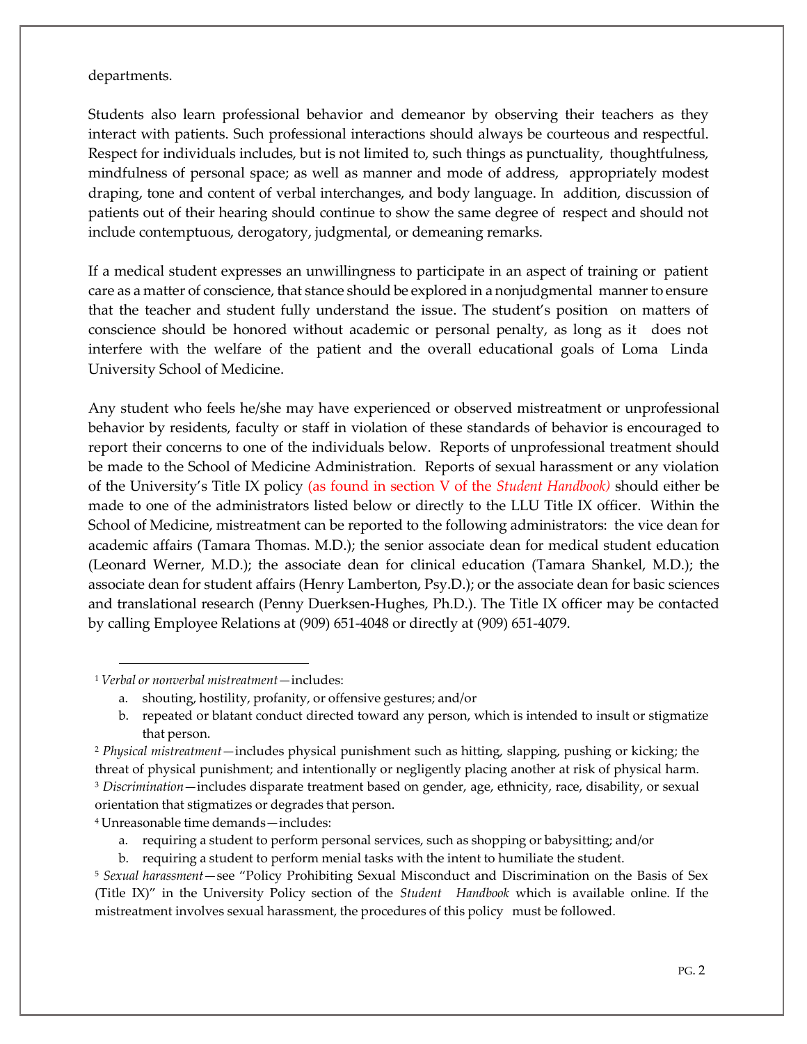departments.

Students also learn professional behavior and demeanor by observing their teachers as they interact with patients. Such professional interactions should always be courteous and respectful. Respect for individuals includes, but is not limited to, such things as punctuality, thoughtfulness, mindfulness of personal space; as well as manner and mode of address, appropriately modest draping, tone and content of verbal interchanges, and body language. In addition, discussion of patients out of their hearing should continue to show the same degree of respect and should not include contemptuous, derogatory, judgmental, or demeaning remarks.

If a medical student expresses an unwillingness to participate in an aspect of training or patient care as a matter of conscience, that stance should be explored in a nonjudgmental manner to ensure that the teacher and student fully understand the issue. The student's position on matters of conscience should be honored without academic or personal penalty, as long as it does not interfere with the welfare of the patient and the overall educational goals of Loma Linda University School of Medicine.

Any student who feels he/she may have experienced or observed mistreatment or unprofessional behavior by residents, faculty or staff in violation of these standards of behavior is encouraged to report their concerns to one of the individuals below. Reports of unprofessional treatment should be made to the School of Medicine Administration. Reports of sexual harassment or any violation of the University's Title IX policy (as found in section V of the *Student Handbook)* should either be made to one of the administrators listed below or directly to the LLU Title IX officer. Within the School of Medicine, mistreatment can be reported to the following administrators: the vice dean for academic affairs (Tamara Thomas. M.D.); the senior associate dean for medical student education (Leonard Werner, M.D.); the associate dean for clinical education (Tamara Shankel, M.D.); the associate dean for student affairs (Henry Lamberton, Psy.D.); or the associate dean for basic sciences and translational research (Penny Duerksen-Hughes, Ph.D.). The Title IX officer may be contacted by calling Employee Relations at (909) 651-4048 or directly at (909) 651-4079.

---

[1] *Verbal or nonverbal mistreatment*—includes:

a. shouting, hostility, profanity, or offensive gestures; and/or
b. repeated or blatant conduct directed toward any person, which is intended to insult or stigmatize that person.

[2] *Physical mistreatment*—includes physical punishment such as hitting, slapping, pushing or kicking; the threat of physical punishment; and intentionally or negligently placing another at risk of physical harm.

[3] *Discrimination*—includes disparate treatment based on gender, age, ethnicity, race, disability, or sexual orientation that stigmatizes or degrades that person.

[4] Unreasonable time demands—includes:

a. requiring a student to perform personal services, such as shopping or babysitting; and/or
b. requiring a student to perform menial tasks with the intent to humiliate the student.

[5] *Sexual harassment*—see "Policy Prohibiting Sexual Misconduct and Discrimination on the Basis of Sex (Title IX)" in the University Policy section of the *Student Handbook* which is available online. If the mistreatment involves sexual harassment, the procedures of this policy must be followed.